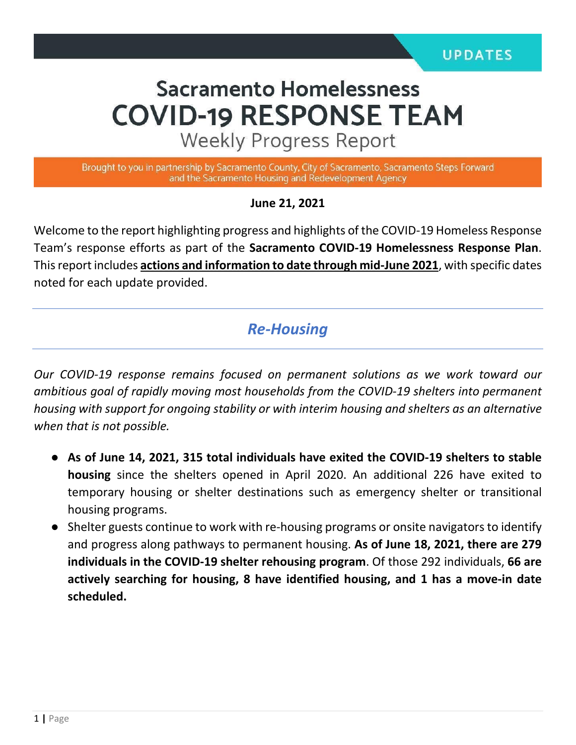UPDATES

# Sacramento Homelessness COVID-19 RESPONSE TEAM

## Weekly Progress Report

Brought to you in partnership by Sacramento County, City of Sacramento, Sacramento Steps Forward and the Sacramento Housing and Redevelopment Agency

**June 21, 2021**

Welcome to the report highlighting progress and highlights of the COVID-19 Homeless Response Team's response efforts as part of the **Sacramento COVID-19 Homelessness Response Plan**. This report includes **actions and information to date through mid-June 2021**, with specific dates noted for each update provided.

---

## *Re-Housing*

---

*Our COVID-19 response remains focused on permanent solutions as we work toward our ambitious goal of rapidly moving most households from the COVID-19 shelters into permanent housing with support for ongoing stability or with interim housing and shelters as an alternative when that is not possible.*

- **As of June 14, 2021, 315 total individuals have exited the COVID-19 shelters to stable housing** since the shelters opened in April 2020. An additional 226 have exited to temporary housing or shelter destinations such as emergency shelter or transitional housing programs.
- Shelter guests continue to work with re-housing programs or onsite navigators to identify and progress along pathways to permanent housing. **As of June 18, 2021, there are 279 individuals in the COVID-19 shelter rehousing program**. Of those 292 individuals, **66 are actively searching for housing, 8 have identified housing, and 1 has a move-in date scheduled.**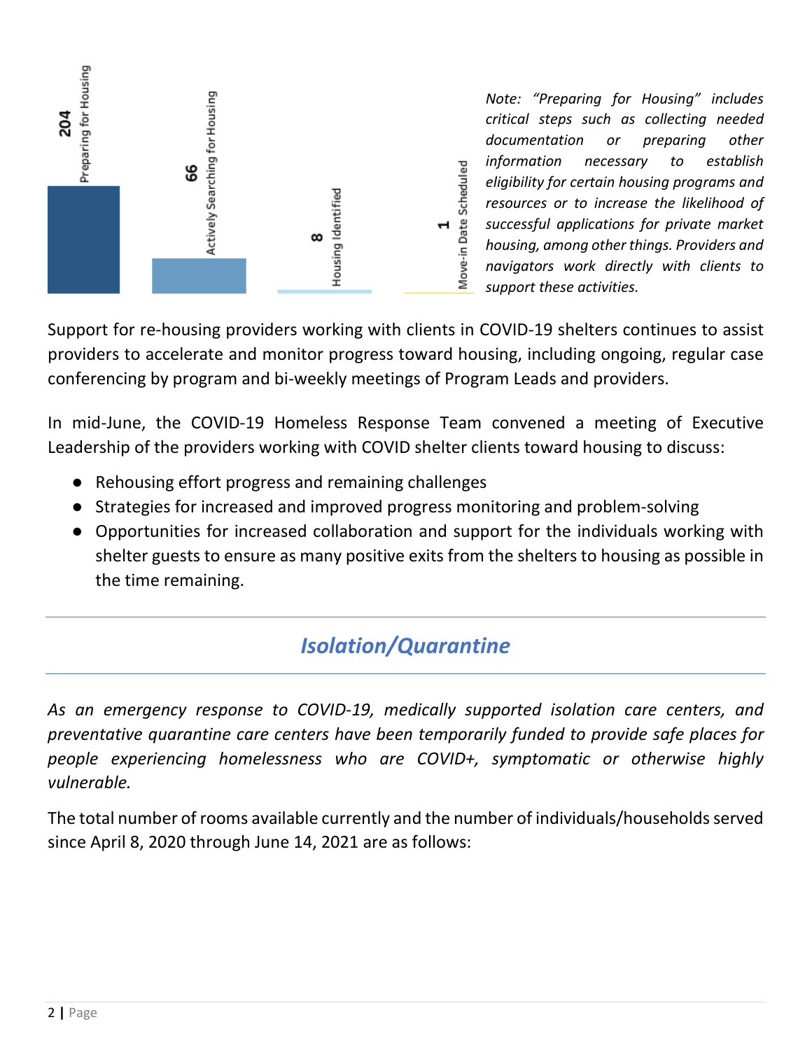| Preparing for Housing | Actively Searching for Housing | Housing Identified | Move-in Date Scheduled |
|---|---|---|---|
| 204 | 66 | 8 | 1 |

*Note: "Preparing for Housing" includes critical steps such as collecting needed documentation or preparing other information necessary to establish eligibility for certain housing programs and resources or to increase the likelihood of successful applications for private market housing, among other things. Providers and navigators work directly with clients to support these activities.*

Support for re-housing providers working with clients in COVID-19 shelters continues to assist providers to accelerate and monitor progress toward housing, including ongoing, regular case conferencing by program and bi-weekly meetings of Program Leads and providers.

In mid-June, the COVID-19 Homeless Response Team convened a meeting of Executive Leadership of the providers working with COVID shelter clients toward housing to discuss:

- Rehousing effort progress and remaining challenges
- Strategies for increased and improved progress monitoring and problem-solving
- Opportunities for increased collaboration and support for the individuals working with shelter guests to ensure as many positive exits from the shelters to housing as possible in the time remaining.

## *Isolation/Quarantine*

*As an emergency response to COVID-19, medically supported isolation care centers, and preventative quarantine care centers have been temporarily funded to provide safe places for people experiencing homelessness who are COVID+, symptomatic or otherwise highly vulnerable.*

The total number of rooms available currently and the number of individuals/households served since April 8, 2020 through June 14, 2021 are as follows: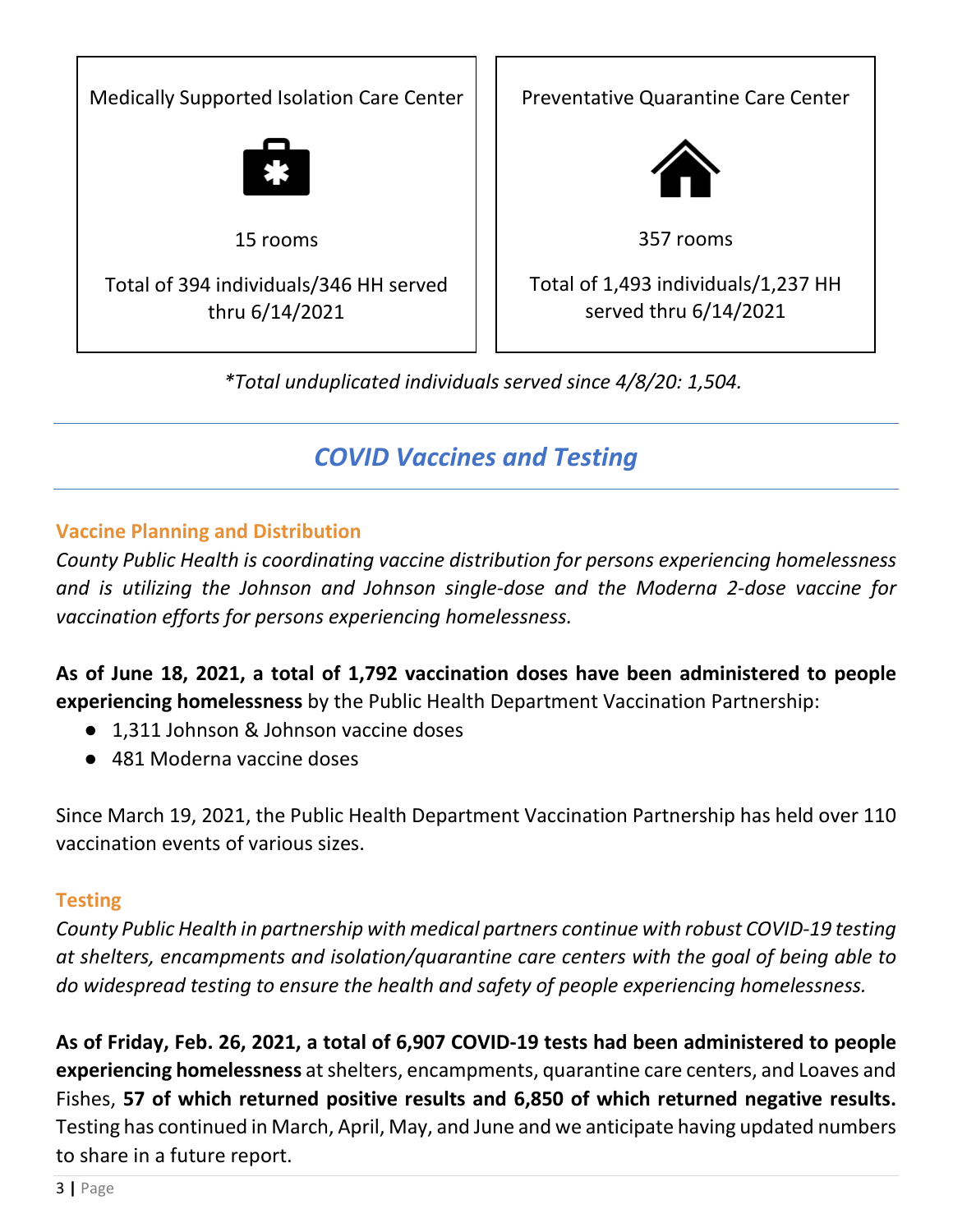| Medically Supported Isolation Care Center | Preventative Quarantine Care Center |
|---|---|
| 15 rooms | 357 rooms |
| Total of 394 individuals/346 HH served thru 6/14/2021 | Total of 1,493 individuals/1,237 HH served thru 6/14/2021 |

*\*Total unduplicated individuals served since 4/8/20: 1,504.*

## *COVID Vaccines and Testing*

### Vaccine Planning and Distribution

*County Public Health is coordinating vaccine distribution for persons experiencing homelessness and is utilizing the Johnson and Johnson single-dose and the Moderna 2-dose vaccine for vaccination efforts for persons experiencing homelessness.*

**As of June 18, 2021, a total of 1,792 vaccination doses have been administered to people experiencing homelessness** by the Public Health Department Vaccination Partnership:

- 1,311 Johnson & Johnson vaccine doses
- 481 Moderna vaccine doses

Since March 19, 2021, the Public Health Department Vaccination Partnership has held over 110 vaccination events of various sizes.

### Testing

*County Public Health in partnership with medical partners continue with robust COVID-19 testing at shelters, encampments and isolation/quarantine care centers with the goal of being able to do widespread testing to ensure the health and safety of people experiencing homelessness.*

**As of Friday, Feb. 26, 2021, a total of 6,907 COVID-19 tests had been administered to people experiencing homelessness** at shelters, encampments, quarantine care centers, and Loaves and Fishes, **57 of which returned positive results and 6,850 of which returned negative results.** Testing has continued in March, April, May, and June and we anticipate having updated numbers to share in a future report.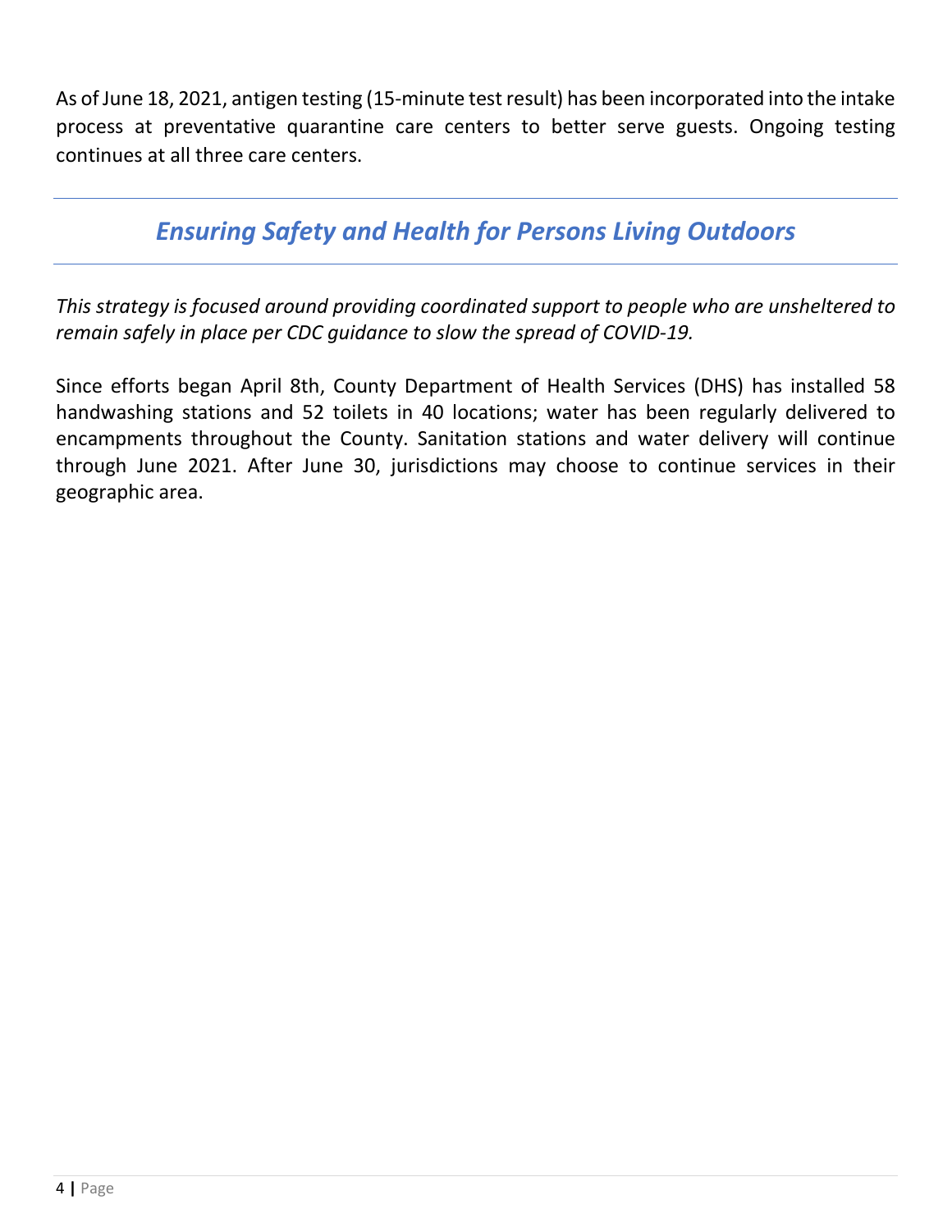As of June 18, 2021, antigen testing (15-minute test result) has been incorporated into the intake process at preventative quarantine care centers to better serve guests. Ongoing testing continues at all three care centers.

## *Ensuring Safety and Health for Persons Living Outdoors*

*This strategy is focused around providing coordinated support to people who are unsheltered to remain safely in place per CDC guidance to slow the spread of COVID-19.*

Since efforts began April 8th, County Department of Health Services (DHS) has installed 58 handwashing stations and 52 toilets in 40 locations; water has been regularly delivered to encampments throughout the County. Sanitation stations and water delivery will continue through June 2021. After June 30, jurisdictions may choose to continue services in their geographic area.